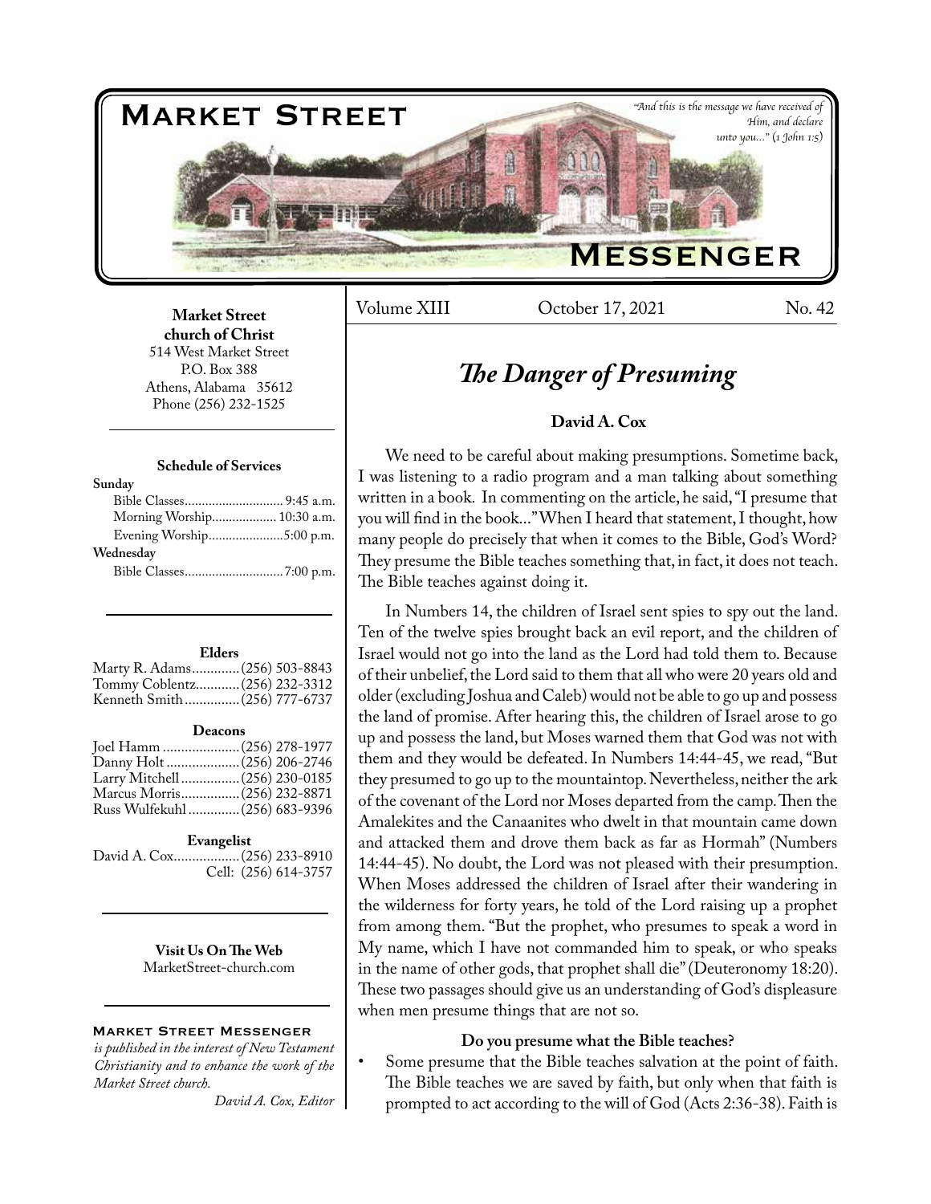# Market Street Messenger

*"And this is the message we have received of Him, and declare unto you..." (1 John 1:5)*

**Market Street church of Christ**
514 West Market Street
P.O. Box 388
Athens, Alabama 35612
Phone (256) 232-1525

**Schedule of Services**

**Sunday**
Bible Classes............................. 9:45 a.m.
Morning Worship................... 10:30 a.m.
Evening Worship......................5:00 p.m.

**Wednesday**
Bible Classes.............................7:00 p.m.

**Elders**
Marty R. Adams.............(256) 503-8843
Tommy Coblentz............(256) 232-3312
Kenneth Smith...............(256) 777-6737

**Deacons**
Joel Hamm .....................(256) 278-1977
Danny Holt ....................(256) 206-2746
Larry Mitchell ................(256) 230-0185
Marcus Morris................(256) 232-8871
Russ Wulfekuhl ..............(256) 683-9396

**Evangelist**
David A. Cox..................(256) 233-8910
Cell: (256) 614-3757

**Visit Us On The Web**
MarketStreet-church.com

**Market Street Messenger**
*is published in the interest of New Testament Christianity and to enhance the work of the Market Street church.*
*David A. Cox, Editor*

Volume XIII October 17, 2021 No. 42

## *The Danger of Presuming*

**David A. Cox**

We need to be careful about making presumptions. Sometime back, I was listening to a radio program and a man talking about something written in a book. In commenting on the article, he said, "I presume that you will find in the book..." When I heard that statement, I thought, how many people do precisely that when it comes to the Bible, God's Word? They presume the Bible teaches something that, in fact, it does not teach. The Bible teaches against doing it.

In Numbers 14, the children of Israel sent spies to spy out the land. Ten of the twelve spies brought back an evil report, and the children of Israel would not go into the land as the Lord had told them to. Because of their unbelief, the Lord said to them that all who were 20 years old and older (excluding Joshua and Caleb) would not be able to go up and possess the land of promise. After hearing this, the children of Israel arose to go up and possess the land, but Moses warned them that God was not with them and they would be defeated. In Numbers 14:44-45, we read, "But they presumed to go up to the mountaintop. Nevertheless, neither the ark of the covenant of the Lord nor Moses departed from the camp. Then the Amalekites and the Canaanites who dwelt in that mountain came down and attacked them and drove them back as far as Hormah" (Numbers 14:44-45). No doubt, the Lord was not pleased with their presumption. When Moses addressed the children of Israel after their wandering in the wilderness for forty years, he told of the Lord raising up a prophet from among them. "But the prophet, who presumes to speak a word in My name, which I have not commanded him to speak, or who speaks in the name of other gods, that prophet shall die" (Deuteronomy 18:20). These two passages should give us an understanding of God's displeasure when men presume things that are not so.

**Do you presume what the Bible teaches?**

- Some presume that the Bible teaches salvation at the point of faith. The Bible teaches we are saved by faith, but only when that faith is prompted to act according to the will of God (Acts 2:36-38). Faith is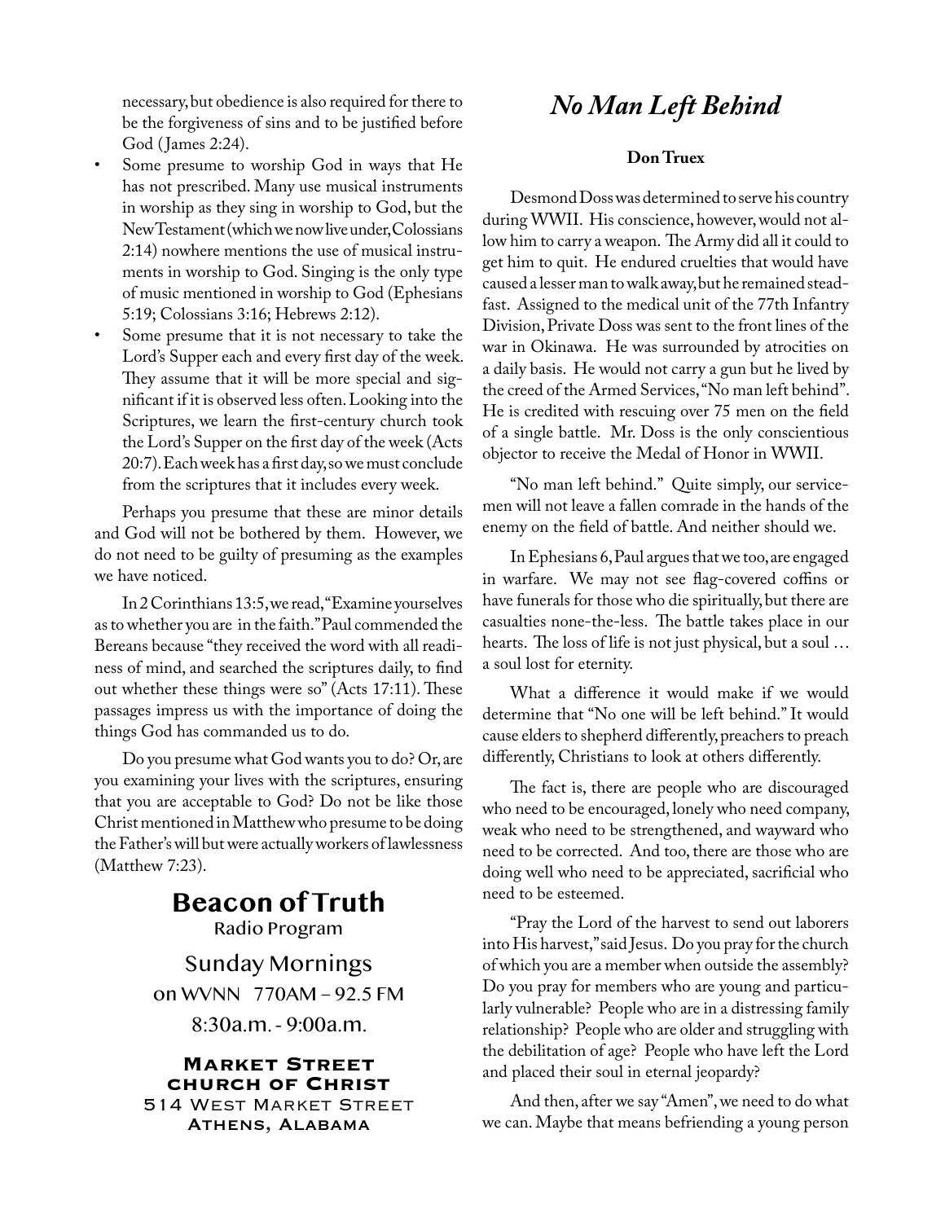necessary, but obedience is also required for there to be the forgiveness of sins and to be justified before God (James 2:24).

- Some presume to worship God in ways that He has not prescribed. Many use musical instruments in worship as they sing in worship to God, but the New Testament (which we now live under, Colossians 2:14) nowhere mentions the use of musical instruments in worship to God. Singing is the only type of music mentioned in worship to God (Ephesians 5:19; Colossians 3:16; Hebrews 2:12).
- Some presume that it is not necessary to take the Lord's Supper each and every first day of the week. They assume that it will be more special and significant if it is observed less often. Looking into the Scriptures, we learn the first-century church took the Lord's Supper on the first day of the week (Acts 20:7). Each week has a first day, so we must conclude from the scriptures that it includes every week.

Perhaps you presume that these are minor details and God will not be bothered by them. However, we do not need to be guilty of presuming as the examples we have noticed.

In 2 Corinthians 13:5, we read, "Examine yourselves as to whether you are in the faith." Paul commended the Bereans because "they received the word with all readiness of mind, and searched the scriptures daily, to find out whether these things were so" (Acts 17:11). These passages impress us with the importance of doing the things God has commanded us to do.

Do you presume what God wants you to do? Or, are you examining your lives with the scriptures, ensuring that you are acceptable to God? Do not be like those Christ mentioned in Matthew who presume to be doing the Father's will but were actually workers of lawlessness (Matthew 7:23).

## Beacon of Truth

Radio Program

Sunday Mornings

on WVNN 770AM – 92.5 FM

8:30a.m. - 9:00a.m.

**MARKET STREET CHURCH OF CHRIST**
514 WEST MARKET STREET
ATHENS, ALABAMA

# *No Man Left Behind*

**Don Truex**

Desmond Doss was determined to serve his country during WWII. His conscience, however, would not allow him to carry a weapon. The Army did all it could to get him to quit. He endured cruelties that would have caused a lesser man to walk away, but he remained steadfast. Assigned to the medical unit of the 77th Infantry Division, Private Doss was sent to the front lines of the war in Okinawa. He was surrounded by atrocities on a daily basis. He would not carry a gun but he lived by the creed of the Armed Services, "No man left behind". He is credited with rescuing over 75 men on the field of a single battle. Mr. Doss is the only conscientious objector to receive the Medal of Honor in WWII.

"No man left behind." Quite simply, our servicemen will not leave a fallen comrade in the hands of the enemy on the field of battle. And neither should we.

In Ephesians 6, Paul argues that we too, are engaged in warfare. We may not see flag-covered coffins or have funerals for those who die spiritually, but there are casualties none-the-less. The battle takes place in our hearts. The loss of life is not just physical, but a soul … a soul lost for eternity.

What a difference it would make if we would determine that "No one will be left behind." It would cause elders to shepherd differently, preachers to preach differently, Christians to look at others differently.

The fact is, there are people who are discouraged who need to be encouraged, lonely who need company, weak who need to be strengthened, and wayward who need to be corrected. And too, there are those who are doing well who need to be appreciated, sacrificial who need to be esteemed.

"Pray the Lord of the harvest to send out laborers into His harvest," said Jesus. Do you pray for the church of which you are a member when outside the assembly? Do you pray for members who are young and particularly vulnerable? People who are in a distressing family relationship? People who are older and struggling with the debilitation of age? People who have left the Lord and placed their soul in eternal jeopardy?

And then, after we say "Amen", we need to do what we can. Maybe that means befriending a young person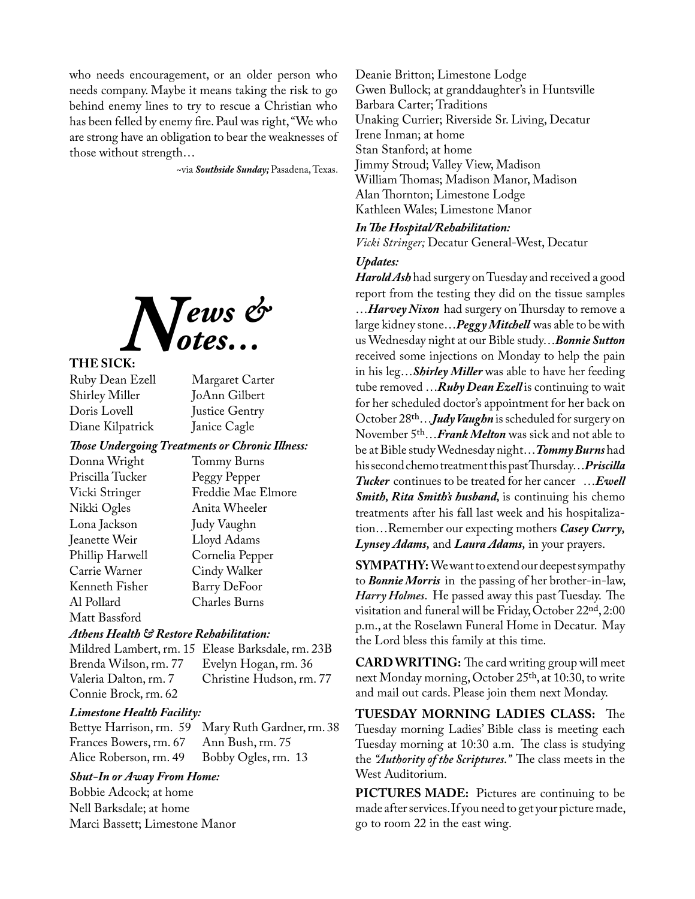who needs encouragement, or an older person who needs company. Maybe it means taking the risk to go behind enemy lines to try to rescue a Christian who has been felled by enemy fire. Paul was right, "We who are strong have an obligation to bear the weaknesses of those without strength…

~via ***Southside Sunday;*** Pasadena, Texas.

# *News & Notes…*

**THE SICK:**

Ruby Dean Ezell
Margaret Carter
Shirley Miller
JoAnn Gilbert
Doris Lovell
Justice Gentry
Diane Kilpatrick
Janice Cagle

***Those Undergoing Treatments or Chronic Illness:***

Donna Wright
Tommy Burns
Priscilla Tucker
Peggy Pepper
Vicki Stringer
Freddie Mae Elmore
Nikki Ogles
Anita Wheeler
Lona Jackson
Judy Vaughn
Jeanette Weir
Lloyd Adams
Phillip Harwell
Cornelia Pepper
Carrie Warner
Cindy Walker
Kenneth Fisher
Barry DeFoor
Al Pollard
Charles Burns
Matt Bassford

***Athens Health & Restore Rehabilitation:***

Mildred Lambert, rm. 15
Elease Barksdale, rm. 23B
Brenda Wilson, rm. 77
Evelyn Hogan, rm. 36
Valeria Dalton, rm. 7
Christine Hudson, rm. 77
Connie Brock, rm. 62

***Limestone Health Facility:***

Bettye Harrison, rm. 59
Mary Ruth Gardner, rm. 38
Frances Bowers, rm. 67
Ann Bush, rm. 75
Alice Roberson, rm. 49
Bobby Ogles, rm. 13

***Shut-In or Away From Home:***

Bobbie Adcock; at home
Nell Barksdale; at home
Marci Bassett; Limestone Manor
Deanie Britton; Limestone Lodge
Gwen Bullock; at granddaughter's in Huntsville
Barbara Carter; Traditions
Unaking Currier; Riverside Sr. Living, Decatur
Irene Inman; at home
Stan Stanford; at home
Jimmy Stroud; Valley View, Madison
William Thomas; Madison Manor, Madison
Alan Thornton; Limestone Lodge
Kathleen Wales; Limestone Manor

***In The Hospital/Rehabilitation:***

*Vicki Stringer;* Decatur General-West, Decatur

***Updates:***

***Harold Ash*** had surgery on Tuesday and received a good report from the testing they did on the tissue samples …***Harvey Nixon*** had surgery on Thursday to remove a large kidney stone…***Peggy Mitchell*** was able to be with us Wednesday night at our Bible study…***Bonnie Sutton*** received some injections on Monday to help the pain in his leg…***Shirley Miller*** was able to have her feeding tube removed …***Ruby Dean Ezell*** is continuing to wait for her scheduled doctor's appointment for her back on October 28th…***Judy Vaughn*** is scheduled for surgery on November 5th…***Frank Melton*** was sick and not able to be at Bible study Wednesday night…***Tommy Burns*** had his second chemo treatment this past Thursday…***Priscilla Tucker*** continues to be treated for her cancer …***Ewell Smith, Rita Smith's husband,*** is continuing his chemo treatments after his fall last week and his hospitalization…Remember our expecting mothers ***Casey Curry, Lynsey Adams,*** and ***Laura Adams,*** in your prayers.

**SYMPATHY:** We want to extend our deepest sympathy to ***Bonnie Morris*** in the passing of her brother-in-law, ***Harry Holmes***. He passed away this past Tuesday. The visitation and funeral will be Friday, October 22nd, 2:00 p.m., at the Roselawn Funeral Home in Decatur. May the Lord bless this family at this time.

**CARD WRITING:** The card writing group will meet next Monday morning, October 25th, at 10:30, to write and mail out cards. Please join them next Monday.

**TUESDAY MORNING LADIES CLASS:** The Tuesday morning Ladies' Bible class is meeting each Tuesday morning at 10:30 a.m. The class is studying the *"Authority of the Scriptures."* The class meets in the West Auditorium.

**PICTURES MADE:** Pictures are continuing to be made after services. If you need to get your picture made, go to room 22 in the east wing.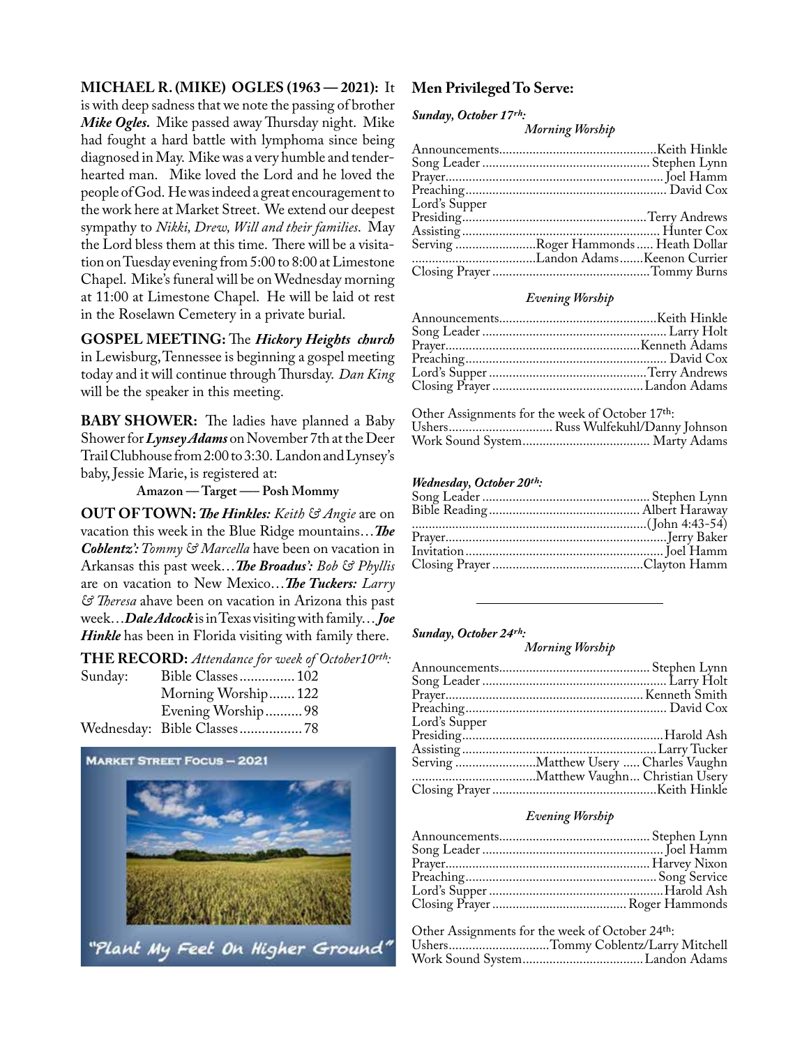**MICHAEL R. (MIKE) OGLES (1963 — 2021):** It is with deep sadness that we note the passing of brother ***Mike Ogles.*** Mike passed away Thursday night. Mike had fought a hard battle with lymphoma since being diagnosed in May. Mike was a very humble and tender-hearted man. Mike loved the Lord and he loved the people of God. He was indeed a great encouragement to the work here at Market Street. We extend our deepest sympathy to *Nikki, Drew, Will and their families*. May the Lord bless them at this time. There will be a visitation on Tuesday evening from 5:00 to 8:00 at Limestone Chapel. Mike's funeral will be on Wednesday morning at 11:00 at Limestone Chapel. He will be laid ot rest in the Roselawn Cemetery in a private burial.

**GOSPEL MEETING:** The ***Hickory Heights church*** in Lewisburg, Tennessee is beginning a gospel meeting today and it will continue through Thursday. *Dan King* will be the speaker in this meeting.

**BABY SHOWER:** The ladies have planned a Baby Shower for ***Lynsey Adams*** on November 7th at the Deer Trail Clubhouse from 2:00 to 3:30. Landon and Lynsey's baby, Jessie Marie, is registered at:

**Amazon — Target —– Posh Mommy**

**OUT OF TOWN:** ***The Hinkles:*** *Keith & Angie* are on vacation this week in the Blue Ridge mountains…***The Coblentz':*** *Tommy & Marcella* have been on vacation in Arkansas this past week…***The Broadus':*** *Bob & Phyllis* are on vacation to New Mexico…***The Tuckers:*** *Larry & Theresa* ahave been on vacation in Arizona this past week…***Dale Adcock*** is in Texas visiting with family…***Joe Hinkle*** has been in Florida visiting with family there.

**THE RECORD:** *Attendance for week of October10rth:*

| | | |
|---|---|---|
| Sunday: | Bible Classes | 102 |
| | Morning Worship | 122 |
| | Evening Worship | 98 |
| Wednesday: | Bible Classes | 78 |

MARKET STREET FOCUS – 2021

"Plant My Feet On Higher Ground"

## Men Privileged To Serve:

***Sunday, October 17rh:***

*Morning Worship*

Announcements....Keith Hinkle
Song Leader....Stephen Lynn
Prayer....Joel Hamm
Preaching....David Cox
Lord's Supper
Presiding....Terry Andrews
Assisting....Hunter Cox
Serving ....Roger Hammonds ..... Heath Dollar
....Landon Adams.......Keenon Currier
Closing Prayer....Tommy Burns

*Evening Worship*

Announcements....Keith Hinkle
Song Leader....Larry Holt
Prayer....Kenneth Adams
Preaching....David Cox
Lord's Supper....Terry Andrews
Closing Prayer....Landon Adams

Other Assignments for the week of October 17th:
Ushers.... Russ Wulfekuhl/Danny Johnson
Work Sound System.... Marty Adams

***Wednesday, October 20th:***

Song Leader....Stephen Lynn
Bible Reading....Albert Haraway
....(John 4:43-54)
Prayer....Jerry Baker
Invitation....Joel Hamm
Closing Prayer....Clayton Hamm

***Sunday, October 24rh:***

*Morning Worship*

Announcements....Stephen Lynn
Song Leader....Larry Holt
Prayer....Kenneth Smith
Preaching....David Cox
Lord's Supper
Presiding....Harold Ash
Assisting....Larry Tucker
Serving ....Matthew Usery ..... Charles Vaughn
....Matthew Vaughn... Christian Usery
Closing Prayer....Keith Hinkle

*Evening Worship*

Announcements....Stephen Lynn
Song Leader....Joel Hamm
Prayer....Harvey Nixon
Preaching....Song Service
Lord's Supper....Harold Ash
Closing Prayer....Roger Hammonds

Other Assignments for the week of October 24th:
Ushers....Tommy Coblentz/Larry Mitchell
Work Sound System....Landon Adams